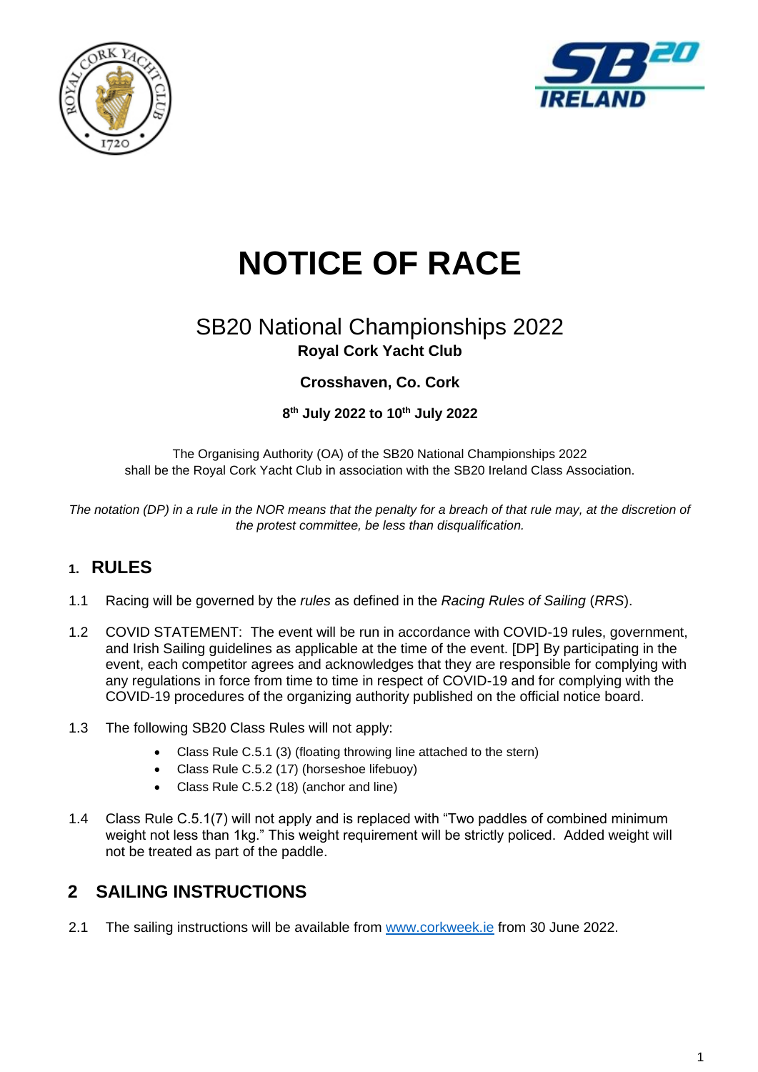# NOTICE OF RACE

## SB20 National Championships 2022

**Royal Cork Yacht Club**

**Crosshaven, Co. Cork**

**8th July 2022 to 10th July 2022**

The Organising Authority (OA) of the SB20 National Championships 2022 shall be the Royal Cork Yacht Club in association with the SB20 Ireland Class Association.

*The notation (DP) in a rule in the NOR means that the penalty for a breach of that rule may, at the discretion of the protest committee, be less than disqualification.*

## 1. RULES

1.1 Racing will be governed by the *rules* as defined in the *Racing Rules of Sailing* (*RRS*).

1.2 COVID STATEMENT: The event will be run in accordance with COVID-19 rules, government, and Irish Sailing guidelines as applicable at the time of the event. [DP] By participating in the event, each competitor agrees and acknowledges that they are responsible for complying with any regulations in force from time to time in respect of COVID-19 and for complying with the COVID-19 procedures of the organizing authority published on the official notice board.

1.3 The following SB20 Class Rules will not apply:

- Class Rule C.5.1 (3) (floating throwing line attached to the stern)
- Class Rule C.5.2 (17) (horseshoe lifebuoy)
- Class Rule C.5.2 (18) (anchor and line)

1.4 Class Rule C.5.1(7) will not apply and is replaced with "Two paddles of combined minimum weight not less than 1kg." This weight requirement will be strictly policed. Added weight will not be treated as part of the paddle.

## 2 SAILING INSTRUCTIONS

2.1 The sailing instructions will be available from www.corkweek.ie from 30 June 2022.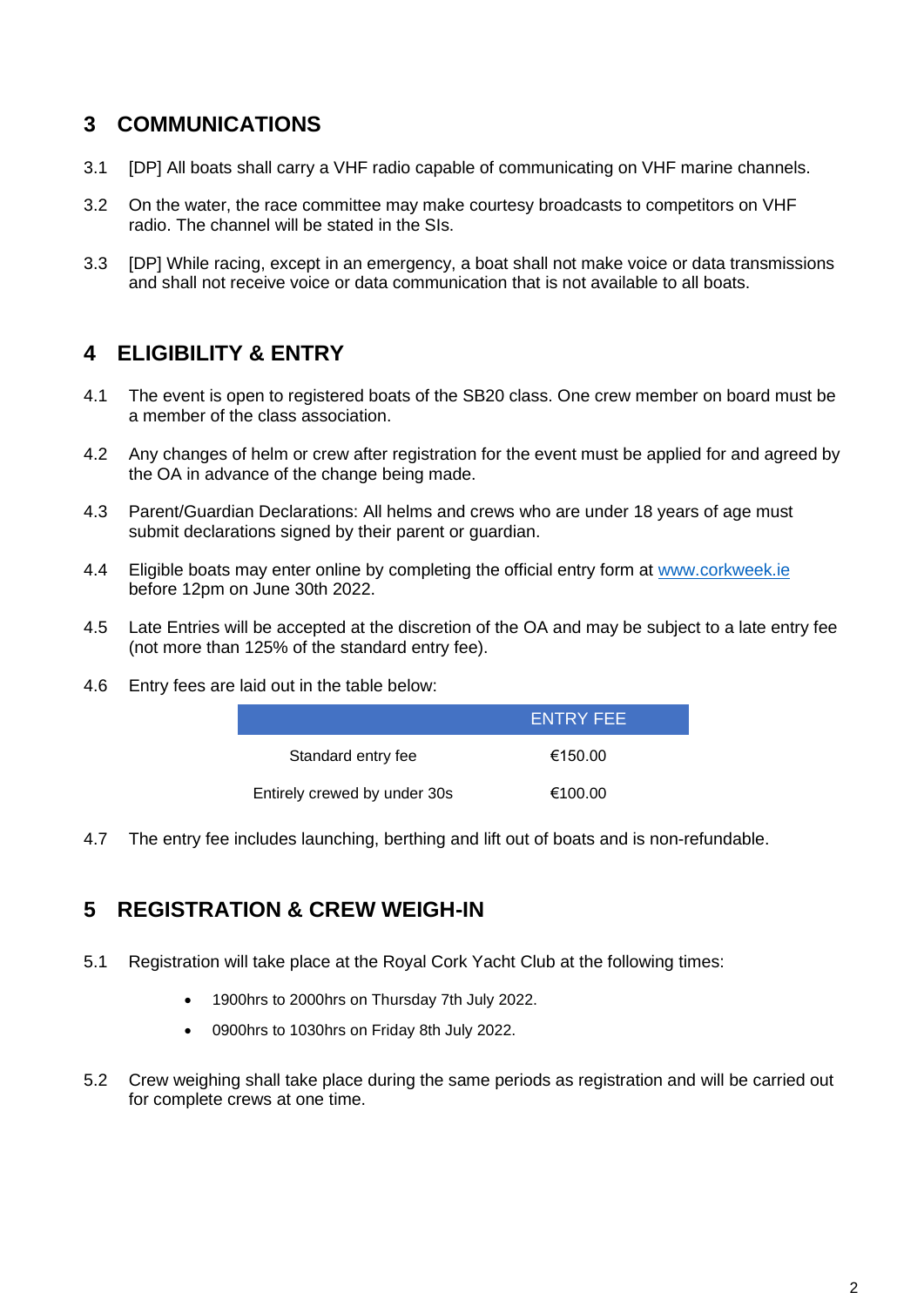## 3 COMMUNICATIONS

3.1 [DP] All boats shall carry a VHF radio capable of communicating on VHF marine channels.

3.2 On the water, the race committee may make courtesy broadcasts to competitors on VHF radio. The channel will be stated in the SIs.

3.3 [DP] While racing, except in an emergency, a boat shall not make voice or data transmissions and shall not receive voice or data communication that is not available to all boats.

## 4 ELIGIBILITY & ENTRY

4.1 The event is open to registered boats of the SB20 class. One crew member on board must be a member of the class association.

4.2 Any changes of helm or crew after registration for the event must be applied for and agreed by the OA in advance of the change being made.

4.3 Parent/Guardian Declarations: All helms and crews who are under 18 years of age must submit declarations signed by their parent or guardian.

4.4 Eligible boats may enter online by completing the official entry form at [www.corkweek.ie](http://www.corkweek.ie) before 12pm on June 30th 2022.

4.5 Late Entries will be accepted at the discretion of the OA and may be subject to a late entry fee (not more than 125% of the standard entry fee).

4.6 Entry fees are laid out in the table below:

| | ENTRY FEE |
|---|---|
| Standard entry fee | €150.00 |
| Entirely crewed by under 30s | €100.00 |

4.7 The entry fee includes launching, berthing and lift out of boats and is non-refundable.

## 5 REGISTRATION & CREW WEIGH-IN

5.1 Registration will take place at the Royal Cork Yacht Club at the following times:

- 1900hrs to 2000hrs on Thursday 7th July 2022.
- 0900hrs to 1030hrs on Friday 8th July 2022.

5.2 Crew weighing shall take place during the same periods as registration and will be carried out for complete crews at one time.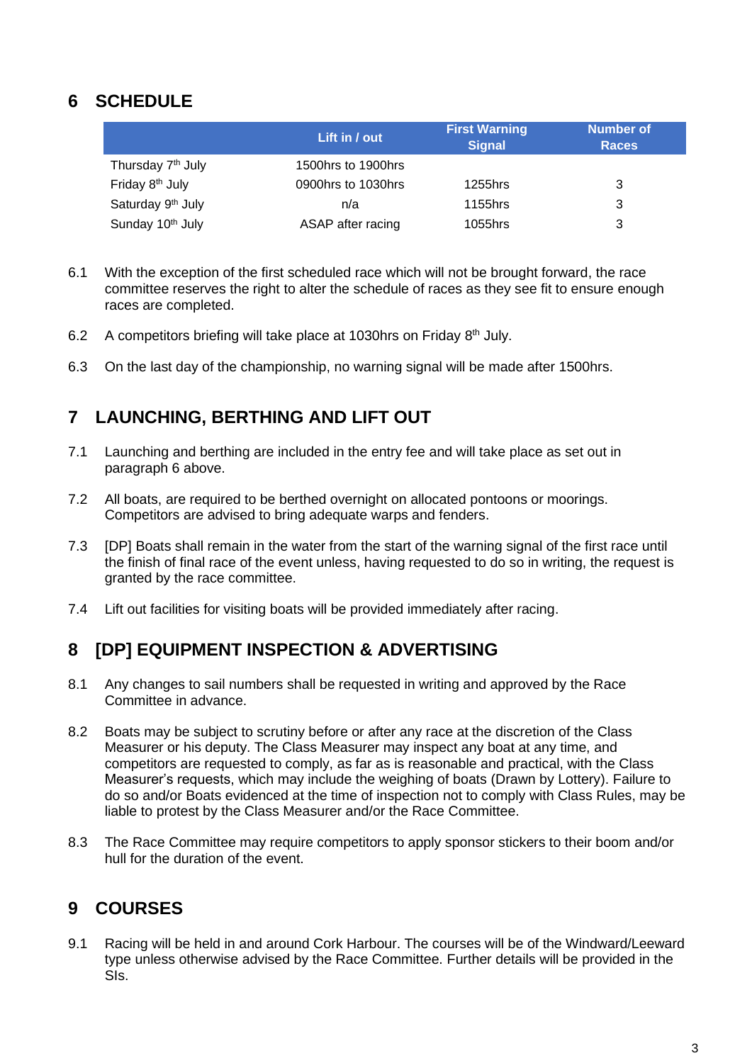## 6 SCHEDULE

| | Lift in / out | First Warning Signal | Number of Races |
|---|---|---|---|
| Thursday 7th July | 1500hrs to 1900hrs | | |
| Friday 8th July | 0900hrs to 1030hrs | 1255hrs | 3 |
| Saturday 9th July | n/a | 1155hrs | 3 |
| Sunday 10th July | ASAP after racing | 1055hrs | 3 |

6.1 With the exception of the first scheduled race which will not be brought forward, the race committee reserves the right to alter the schedule of races as they see fit to ensure enough races are completed.

6.2 A competitors briefing will take place at 1030hrs on Friday 8th July.

6.3 On the last day of the championship, no warning signal will be made after 1500hrs.

## 7 LAUNCHING, BERTHING AND LIFT OUT

7.1 Launching and berthing are included in the entry fee and will take place as set out in paragraph 6 above.

7.2 All boats, are required to be berthed overnight on allocated pontoons or moorings. Competitors are advised to bring adequate warps and fenders.

7.3 [DP] Boats shall remain in the water from the start of the warning signal of the first race until the finish of final race of the event unless, having requested to do so in writing, the request is granted by the race committee.

7.4 Lift out facilities for visiting boats will be provided immediately after racing.

## 8 [DP] EQUIPMENT INSPECTION & ADVERTISING

8.1 Any changes to sail numbers shall be requested in writing and approved by the Race Committee in advance.

8.2 Boats may be subject to scrutiny before or after any race at the discretion of the Class Measurer or his deputy. The Class Measurer may inspect any boat at any time, and competitors are requested to comply, as far as is reasonable and practical, with the Class Measurer's requests, which may include the weighing of boats (Drawn by Lottery). Failure to do so and/or Boats evidenced at the time of inspection not to comply with Class Rules, may be liable to protest by the Class Measurer and/or the Race Committee.

8.3 The Race Committee may require competitors to apply sponsor stickers to their boom and/or hull for the duration of the event.

## 9 COURSES

9.1 Racing will be held in and around Cork Harbour. The courses will be of the Windward/Leeward type unless otherwise advised by the Race Committee. Further details will be provided in the SIs.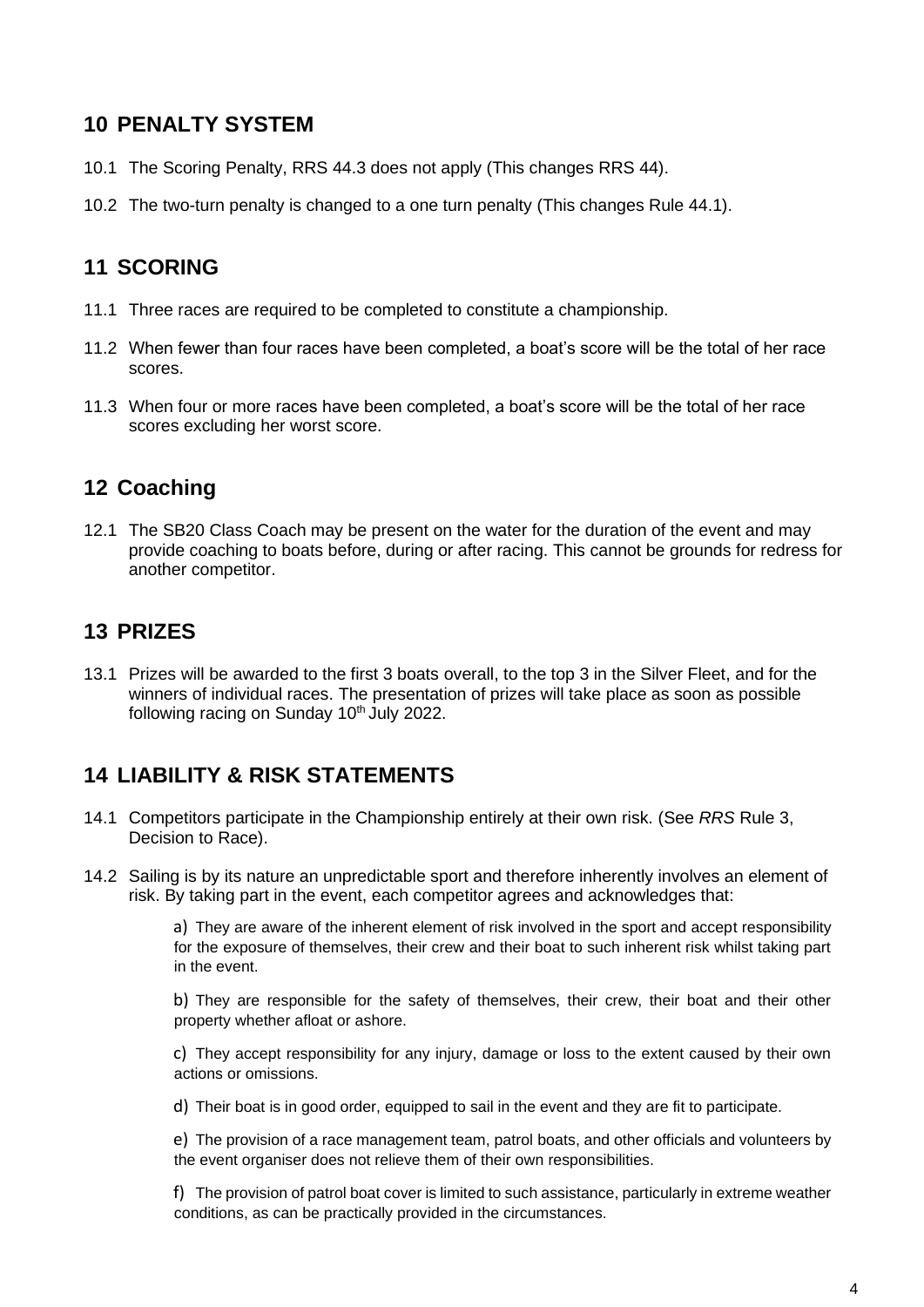## 10 PENALTY SYSTEM

10.1 The Scoring Penalty, RRS 44.3 does not apply (This changes RRS 44).

10.2 The two-turn penalty is changed to a one turn penalty (This changes Rule 44.1).

## 11 SCORING

11.1 Three races are required to be completed to constitute a championship.

11.2 When fewer than four races have been completed, a boat's score will be the total of her race scores.

11.3 When four or more races have been completed, a boat's score will be the total of her race scores excluding her worst score.

## 12 Coaching

12.1 The SB20 Class Coach may be present on the water for the duration of the event and may provide coaching to boats before, during or after racing. This cannot be grounds for redress for another competitor.

## 13 PRIZES

13.1 Prizes will be awarded to the first 3 boats overall, to the top 3 in the Silver Fleet, and for the winners of individual races. The presentation of prizes will take place as soon as possible following racing on Sunday 10th July 2022.

## 14 LIABILITY & RISK STATEMENTS

14.1 Competitors participate in the Championship entirely at their own risk. (See *RRS* Rule 3, Decision to Race).

14.2 Sailing is by its nature an unpredictable sport and therefore inherently involves an element of risk. By taking part in the event, each competitor agrees and acknowledges that:

a) They are aware of the inherent element of risk involved in the sport and accept responsibility for the exposure of themselves, their crew and their boat to such inherent risk whilst taking part in the event.

b) They are responsible for the safety of themselves, their crew, their boat and their other property whether afloat or ashore.

c) They accept responsibility for any injury, damage or loss to the extent caused by their own actions or omissions.

d) Their boat is in good order, equipped to sail in the event and they are fit to participate.

e) The provision of a race management team, patrol boats, and other officials and volunteers by the event organiser does not relieve them of their own responsibilities.

f) The provision of patrol boat cover is limited to such assistance, particularly in extreme weather conditions, as can be practically provided in the circumstances.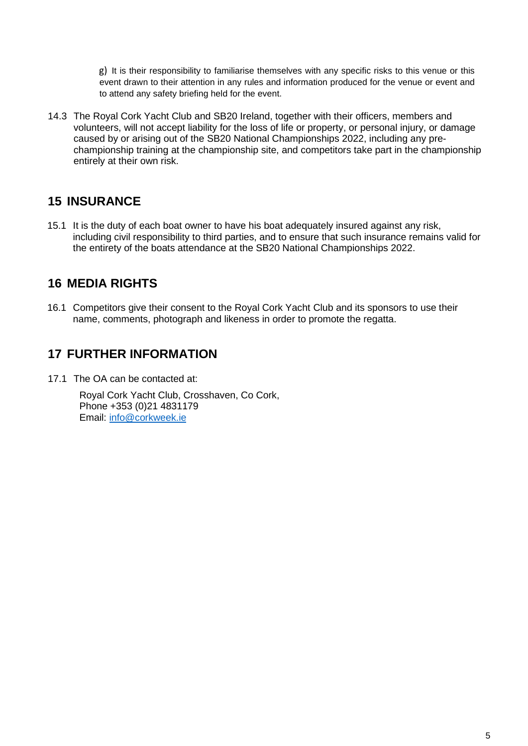g) It is their responsibility to familiarise themselves with any specific risks to this venue or this event drawn to their attention in any rules and information produced for the venue or event and to attend any safety briefing held for the event.

14.3 The Royal Cork Yacht Club and SB20 Ireland, together with their officers, members and volunteers, will not accept liability for the loss of life or property, or personal injury, or damage caused by or arising out of the SB20 National Championships 2022, including any pre-championship training at the championship site, and competitors take part in the championship entirely at their own risk.

## 15 INSURANCE

15.1 It is the duty of each boat owner to have his boat adequately insured against any risk, including civil responsibility to third parties, and to ensure that such insurance remains valid for the entirety of the boats attendance at the SB20 National Championships 2022.

## 16 MEDIA RIGHTS

16.1 Competitors give their consent to the Royal Cork Yacht Club and its sponsors to use their name, comments, photograph and likeness in order to promote the regatta.

## 17 FURTHER INFORMATION

17.1 The OA can be contacted at:

Royal Cork Yacht Club, Crosshaven, Co Cork,
Phone +353 (0)21 4831179
Email: [info@corkweek.ie](mailto:info@corkweek.ie)